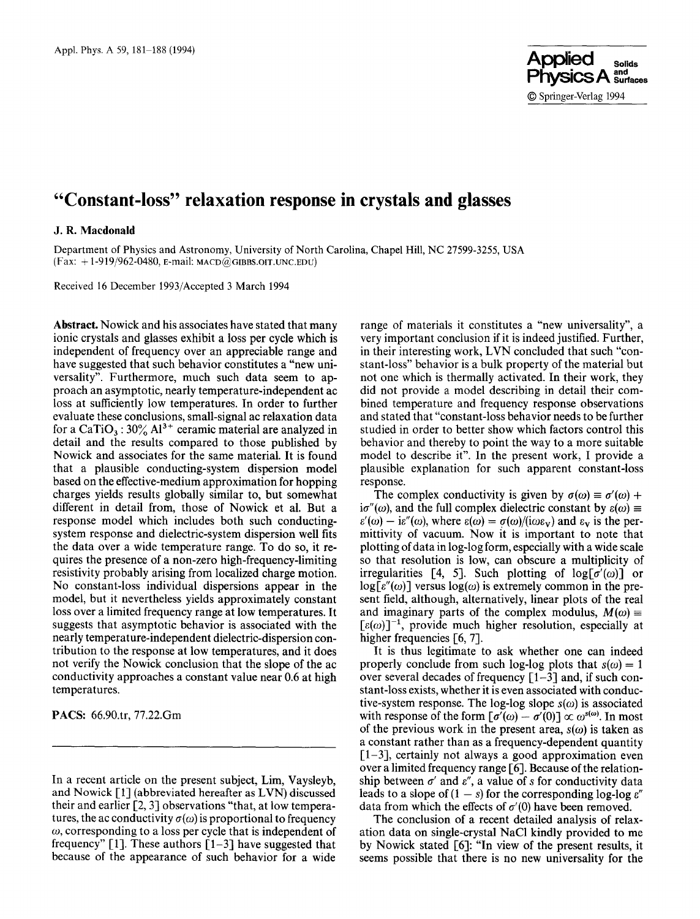# "Constant-loss" relaxation response in crystals and glasses

**J. R. Macdonald**

Department of Physics and Astronomy, University of North Carolina, Chapel Hill, NC 27599-3255, USA
(Fax: +1-919/962-0480, E-mail: MACD@GIBBS.OIT.UNC.EDU)

Received 16 December 1993/Accepted 3 March 1994

**Abstract.** Nowick and his associates have stated that many ionic crystals and glasses exhibit a loss per cycle which is independent of frequency over an appreciable range and have suggested that such behavior constitutes a "new universality". Furthermore, much such data seem to approach an asymptotic, nearly temperature-independent ac loss at sufficiently low temperatures. In order to further evaluate these conclusions, small-signal ac relaxation data for a $CaTiO_3 : 30\% \, Al^{3+}$ ceramic material are analyzed in detail and the results compared to those published by Nowick and associates for the same material. It is found that a plausible conducting-system dispersion model based on the effective-medium approximation for hopping charges yields results globally similar to, but somewhat different in detail from, those of Nowick et al. But a response model which includes both such conducting-system response and dielectric-system dispersion well fits the data over a wide temperature range. To do so, it requires the presence of a non-zero high-frequency-limiting resistivity probably arising from localized charge motion. No constant-loss individual dispersions appear in the model, but it nevertheless yields approximately constant loss over a limited frequency range at low temperatures. It suggests that asymptotic behavior is associated with the nearly temperature-independent dielectric-dispersion contribution to the response at low temperatures, and it does not verify the Nowick conclusion that the slope of the ac conductivity approaches a constant value near 0.6 at high temperatures.

**PACS:** 66.90.tr, 77.22.Gm

---

In a recent article on the present subject, Lim, Vaysleyb, and Nowick [1] (abbreviated hereafter as LVN) discussed their and earlier [2, 3] observations "that, at low temperatures, the ac conductivity $\sigma(\omega)$ is proportional to frequency $\omega$, corresponding to a loss per cycle that is independent of frequency" [1]. These authors [1–3] have suggested that because of the appearance of such behavior for a wide range of materials it constitutes a "new universality", a very important conclusion if it is indeed justified. Further, in their interesting work, LVN concluded that such "constant-loss" behavior is a bulk property of the material but not one which is thermally activated. In their work, they did not provide a model describing in detail their combined temperature and frequency response observations and stated that "constant-loss behavior needs to be further studied in order to better show which factors control this behavior and thereby to point the way to a more suitable model to describe it". In the present work, I provide a plausible explanation for such apparent constant-loss response.

The complex conductivity is given by $\sigma(\omega) \equiv \sigma'(\omega) + i\sigma''(\omega)$, and the full complex dielectric constant by $\varepsilon(\omega) \equiv \varepsilon'(\omega) - i\varepsilon''(\omega)$, where $\varepsilon(\omega) = \sigma(\omega)/(i\omega\varepsilon_V)$ and $\varepsilon_V$ is the permittivity of vacuum. Now it is important to note that plotting of data in log-log form, especially with a wide scale so that resolution is low, can obscure a multiplicity of irregularities [4, 5]. Such plotting of $\log[\sigma'(\omega)]$ or $\log[\varepsilon''(\omega)]$ versus $\log(\omega)$ is extremely common in the present field, although, alternatively, linear plots of the real and imaginary parts of the complex modulus, $M(\omega) \equiv [\varepsilon(\omega)]^{-1}$, provide much higher resolution, especially at higher frequencies [6, 7].

It is thus legitimate to ask whether one can indeed properly conclude from such log-log plots that $s(\omega) = 1$ over several decades of frequency [1–3] and, if such constant-loss exists, whether it is even associated with conductive-system response. The log-log slope $s(\omega)$ is associated with response of the form $[\sigma'(\omega) - \sigma'(0)] \propto \omega^{s(\omega)}$. In most of the previous work in the present area, $s(\omega)$ is taken as a constant rather than as a frequency-dependent quantity [1–3], certainly not always a good approximation even over a limited frequency range [6]. Because of the relationship between $\sigma'$ and $\varepsilon''$, a value of $s$ for conductivity data leads to a slope of $(1 - s)$ for the corresponding log-log $\varepsilon''$ data from which the effects of $\sigma'(0)$ have been removed.

The conclusion of a recent detailed analysis of relaxation data on single-crystal NaCl kindly provided to me by Nowick stated [6]: "In view of the present results, it seems possible that there is no new universality for the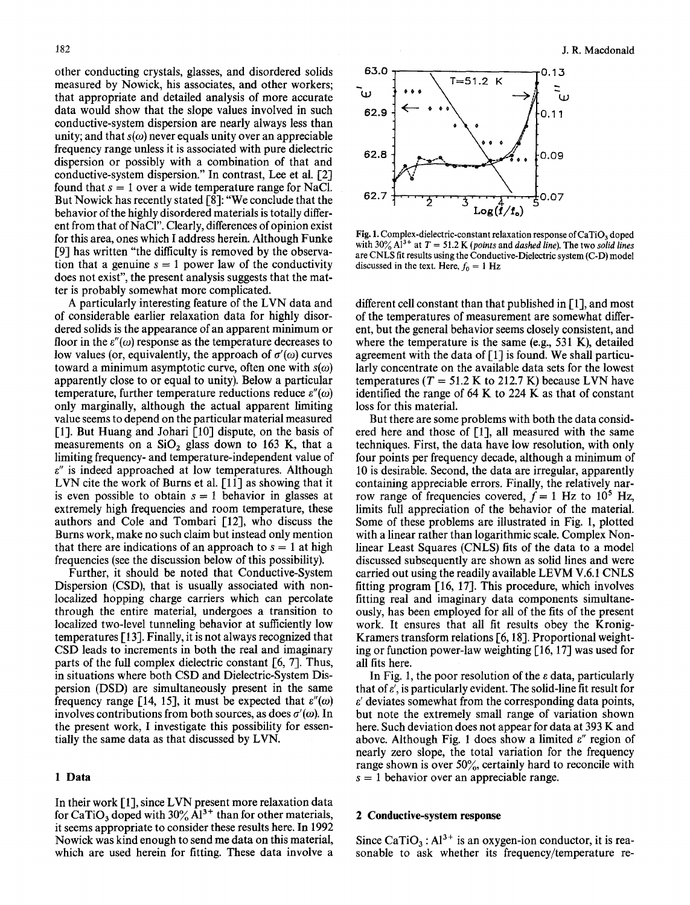other conducting crystals, glasses, and disordered solids measured by Nowick, his associates, and other workers; that appropriate and detailed analysis of more accurate data would show that the slope values involved in such conductive-system dispersion are nearly always less than unity; and that $s(\omega)$ never equals unity over an appreciable frequency range unless it is associated with pure dielectric dispersion or possibly with a combination of that and conductive-system dispersion." In contrast, Lee et al. [2] found that $s = 1$ over a wide temperature range for NaCl. But Nowick has recently stated [8]: "We conclude that the behavior of the highly disordered materials is totally different from that of NaCl". Clearly, differences of opinion exist for this area, ones which I address herein. Although Funke [9] has written "the difficulty is removed by the observation that a genuine $s = 1$ power law of the conductivity does not exist", the present analysis suggests that the matter is probably somewhat more complicated.

A particularly interesting feature of the LVN data and of considerable earlier relaxation data for highly disordered solids is the appearance of an apparent minimum or floor in the $\varepsilon''(\omega)$ response as the temperature decreases to low values (or, equivalently, the approach of $\sigma'(\omega)$ curves toward a minimum asymptotic curve, often one with $s(\omega)$ apparently close to or equal to unity). Below a particular temperature, further temperature reductions reduce $\varepsilon''(\omega)$ only marginally, although the actual apparent limiting value seems to depend on the particular material measured [1]. But Huang and Johari [10] dispute, on the basis of measurements on a $SiO_2$ glass down to 163 K, that a limiting frequency- and temperature-independent value of $\varepsilon''$ is indeed approached at low temperatures. Although LVN cite the work of Burns et al. [11] as showing that it is even possible to obtain $s = 1$ behavior in glasses at extremely high frequencies and room temperature, these authors and Cole and Tombari [12], who discuss the Burns work, make no such claim but instead only mention that there are indications of an approach to $s = 1$ at high frequencies (see the discussion below of this possibility).

Further, it should be noted that Conductive-System Dispersion (CSD), that is usually associated with non-localized hopping charge carriers which can percolate through the entire material, undergoes a transition to localized two-level tunneling behavior at sufficiently low temperatures [13]. Finally, it is not always recognized that CSD leads to increments in both the real and imaginary parts of the full complex dielectric constant [6, 7]. Thus, in situations where both CSD and Dielectric-System Dispersion (DSD) are simultaneously present in the same frequency range [14, 15], it must be expected that $\varepsilon''(\omega)$ involves contributions from both sources, as does $\sigma'(\omega)$. In the present work, I investigate this possibility for essentially the same data as that discussed by LVN.

## 1 Data

In their work [1], since LVN present more relaxation data for $CaTiO_3$ doped with 30% $Al^{3+}$ than for other materials, it seems appropriate to consider these results here. In 1992 Nowick was kind enough to send me data on this material, which are used herein for fitting. These data involve a different cell constant than that published in [1], and most of the temperatures of measurement are somewhat different, but the general behavior seems closely consistent, and where the temperature is the same (e.g., 531 K), detailed agreement with the data of [1] is found. We shall particularly concentrate on the available data sets for the lowest temperatures ($T = 51.2$ K to 212.7 K) because LVN have identified the range of 64 K to 224 K as that of constant loss for this material.

But there are some problems with both the data considered here and those of [1], all measured with the same techniques. First, the data have low resolution, with only four points per frequency decade, although a minimum of 10 is desirable. Second, the data are irregular, apparently containing appreciable errors. Finally, the relatively narrow range of frequencies covered, $f = 1$ Hz to $10^5$ Hz, limits full appreciation of the behavior of the material. Some of these problems are illustrated in Fig. 1, plotted with a linear rather than logarithmic scale. Complex Nonlinear Least Squares (CNLS) fits of the data to a model discussed subsequently are shown as solid lines and were carried out using the readily available LEVM V.6.1 CNLS fitting program [16, 17]. This procedure, which involves fitting real and imaginary data components simultaneously, has been employed for all of the fits of the present work. It ensures that all fit results obey the Kronig-Kramers transform relations [6, 18]. Proportional weighting or function power-law weighting [16, 17] was used for all fits here.

**Fig. 1.** Complex-dielectric-constant relaxation response of $CaTiO_3$ doped with 30% $Al^{3+}$ at $T = 51.2$ K (*points* and *dashed line*). The two *solid lines* are CNLS fit results using the Conductive-Dielectric system (C-D) model discussed in the text. Here, $f_0 = 1$ Hz

In Fig. 1, the poor resolution of the $\varepsilon$ data, particularly that of $\varepsilon'$, is particularly evident. The solid-line fit result for $\varepsilon'$ deviates somewhat from the corresponding data points, but note the extremely small range of variation shown here. Such deviation does not appear for data at 393 K and above. Although Fig. 1 does show a limited $\varepsilon''$ region of nearly zero slope, the total variation for the frequency range shown is over 50%, certainly hard to reconcile with $s = 1$ behavior over an appreciable range.

## 2 Conductive-system response

Since $CaTiO_3 : Al^{3+}$ is an oxygen-ion conductor, it is reasonable to ask whether its frequency/temperature re-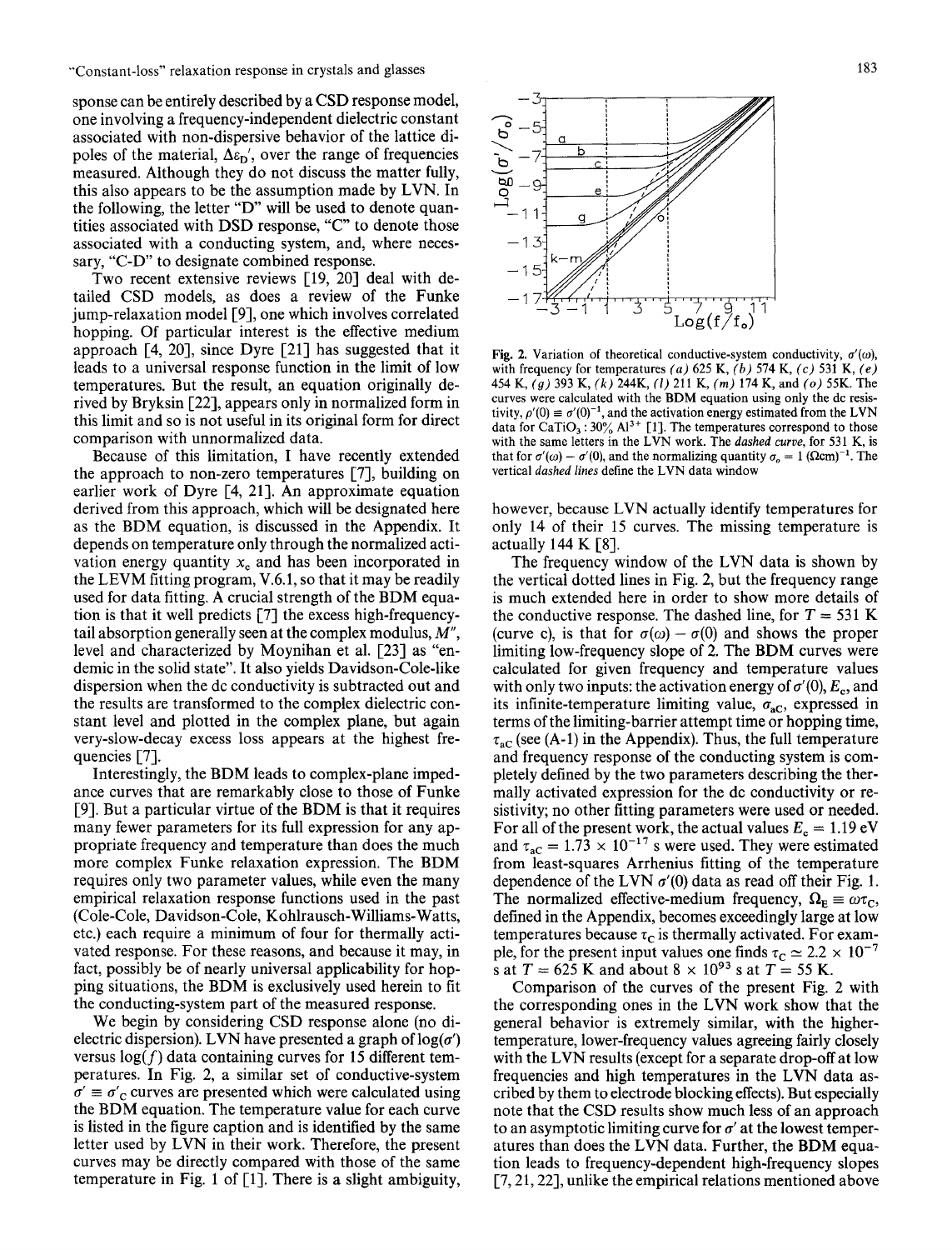sponse can be entirely described by a CSD response model, one involving a frequency-independent dielectric constant associated with non-dispersive behavior of the lattice dipoles of the material, $\Delta\varepsilon_D'$, over the range of frequencies measured. Although they do not discuss the matter fully, this also appears to be the assumption made by LVN. In the following, the letter "D" will be used to denote quantities associated with DSD response, "C" to denote those associated with a conducting system, and, where necessary, "C-D" to designate combined response.

Two recent extensive reviews [19, 20] deal with detailed CSD models, as does a review of the Funke jump-relaxation model [9], one which involves correlated hopping. Of particular interest is the effective medium approach [4, 20], since Dyre [21] has suggested that it leads to a universal response function in the limit of low temperatures. But the result, an equation originally derived by Bryksin [22], appears only in normalized form in this limit and so is not useful in its original form for direct comparison with unnormalized data.

Because of this limitation, I have recently extended the approach to non-zero temperatures [7], building on earlier work of Dyre [4, 21]. An approximate equation derived from this approach, which will be designated here as the BDM equation, is discussed in the Appendix. It depends on temperature only through the normalized activation energy quantity $x_c$ and has been incorporated in the LEVM fitting program, V.6.1, so that it may be readily used for data fitting. A crucial strength of the BDM equation is that it well predicts [7] the excess high-frequency-tail absorption generally seen at the complex modulus, $M''$, level and characterized by Moynihan et al. [23] as "endemic in the solid state". It also yields Davidson-Cole-like dispersion when the dc conductivity is subtracted out and the results are transformed to the complex dielectric constant level and plotted in the complex plane, but again very-slow-decay excess loss appears at the highest frequencies [7].

Interestingly, the BDM leads to complex-plane impedance curves that are remarkably close to those of Funke [9]. But a particular virtue of the BDM is that it requires many fewer parameters for its full expression for any appropriate frequency and temperature than does the much more complex Funke relaxation expression. The BDM requires only two parameter values, while even the many empirical relaxation response functions used in the past (Cole-Cole, Davidson-Cole, Kohlrausch-Williams-Watts, etc.) each require a minimum of four for thermally activated response. For these reasons, and because it may, in fact, possibly be of nearly universal applicability for hopping situations, the BDM is exclusively used herein to fit the conducting-system part of the measured response.

We begin by considering CSD response alone (no dielectric dispersion). LVN have presented a graph of $\log(\sigma')$ versus $\log(f)$ data containing curves for 15 different temperatures. In Fig. 2, a similar set of conductive-system $\sigma' \equiv \sigma'_C$ curves are presented which were calculated using the BDM equation. The temperature value for each curve is listed in the figure caption and is identified by the same letter used by LVN in their work. Therefore, the present curves may be directly compared with those of the same temperature in Fig. 1 of [1]. There is a slight ambiguity, however, because LVN actually identify temperatures for only 14 of their 15 curves. The missing temperature is actually 144 K [8].

**Fig. 2.** Variation of theoretical conductive-system conductivity, $\sigma'(\omega)$, with frequency for temperatures *(a)* 625 K, *(b)* 574 K, *(c)* 531 K, *(e)* 454 K, *(g)* 393 K, *(k)* 244K, *(l)* 211 K, *(m)* 174 K, and *(o)* 55K. The curves were calculated with the BDM equation using only the dc resistivity, $\rho'(0) \equiv \sigma'(0)^{-1}$, and the activation energy estimated from the LVN data for $CaTiO_3$ : 30% $Al^{3+}$ [1]. The temperatures correspond to those with the same letters in the LVN work. The *dashed curve*, for 531 K, is that for $\sigma'(\omega) - \sigma'(0)$, and the normalizing quantity $\sigma_o = 1\ (\Omega\text{cm})^{-1}$. The vertical *dashed lines* define the LVN data window

The frequency window of the LVN data is shown by the vertical dotted lines in Fig. 2, but the frequency range is much extended here in order to show more details of the conductive response. The dashed line, for $T = 531$ K (curve c), is that for $\sigma(\omega) - \sigma(0)$ and shows the proper limiting low-frequency slope of 2. The BDM curves were calculated for given frequency and temperature values with only two inputs: the activation energy of $\sigma'(0)$, $E_c$, and its infinite-temperature limiting value, $\sigma_{aC}$, expressed in terms of the limiting-barrier attempt time or hopping time, $\tau_{aC}$ (see (A-1) in the Appendix). Thus, the full temperature and frequency response of the conducting system is completely defined by the two parameters describing the thermally activated expression for the dc conductivity or resistivity; no other fitting parameters were used or needed. For all of the present work, the actual values $E_c = 1.19$ eV and $\tau_{aC} = 1.73 \times 10^{-17}$ s were used. They were estimated from least-squares Arrhenius fitting of the temperature dependence of the LVN $\sigma'(0)$ data as read off their Fig. 1. The normalized effective-medium frequency, $\Omega_E \equiv \omega\tau_C$, defined in the Appendix, becomes exceedingly large at low temperatures because $\tau_C$ is thermally activated. For example, for the present input values one finds $\tau_C \simeq 2.2 \times 10^{-7}$ s at $T = 625$ K and about $8 \times 10^{93}$ s at $T = 55$ K.

Comparison of the curves of the present Fig. 2 with the corresponding ones in the LVN work show that the general behavior is extremely similar, with the higher-temperature, lower-frequency values agreeing fairly closely with the LVN results (except for a separate drop-off at low frequencies and high temperatures in the LVN data ascribed by them to electrode blocking effects). But especially note that the CSD results show much less of an approach to an asymptotic limiting curve for $\sigma'$ at the lowest temperatures than does the LVN data. Further, the BDM equation leads to frequency-dependent high-frequency slopes [7, 21, 22], unlike the empirical relations mentioned above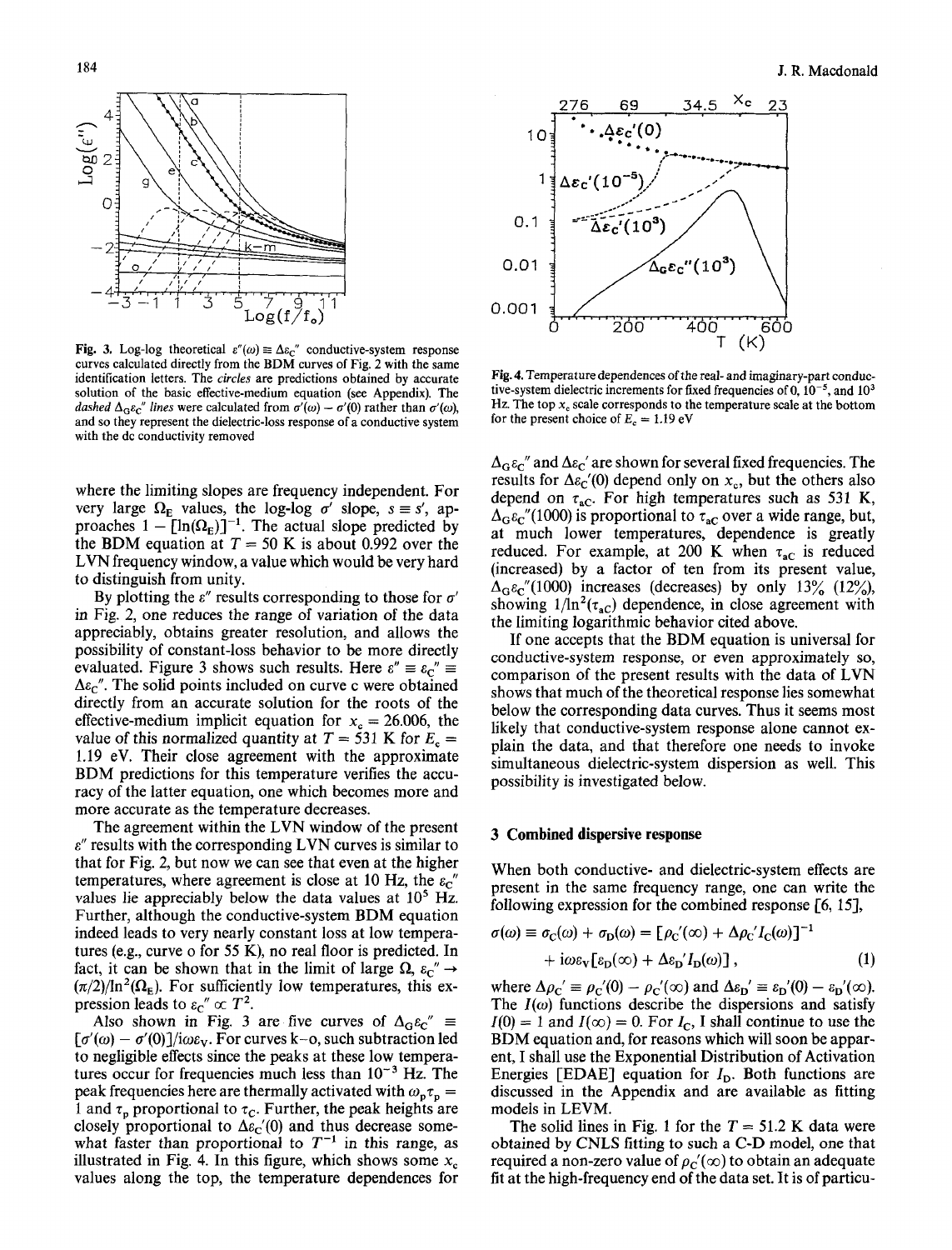Fig. 3. Log-log theoretical $\varepsilon''(\omega) \equiv \Delta\varepsilon_C''$ conductive-system response curves calculated directly from the BDM curves of Fig. 2 with the same identification letters. The *circles* are predictions obtained by accurate solution of the basic effective-medium equation (see Appendix). The *dashed* $\Delta_G\varepsilon_C''$ *lines* were calculated from $\sigma'(\omega) - \sigma'(0)$ rather than $\sigma'(\omega)$, and so they represent the dielectric-loss response of a conductive system with the dc conductivity removed

Fig. 4. Temperature dependences of the real- and imaginary-part conductive-system dielectric increments for fixed frequencies of 0, $10^{-5}$, and $10^3$ Hz. The top $x_c$ scale corresponds to the temperature scale at the bottom for the present choice of $E_c = 1.19$ eV

where the limiting slopes are frequency independent. For very large $\Omega_E$ values, the log-log $\sigma'$ slope, $s \equiv s'$, approaches $1 - [\ln(\Omega_E)]^{-1}$. The actual slope predicted by the BDM equation at $T = 50$ K is about 0.992 over the LVN frequency window, a value which would be very hard to distinguish from unity.

By plotting the $\varepsilon''$ results corresponding to those for $\sigma'$ in Fig. 2, one reduces the range of variation of the data appreciably, obtains greater resolution, and allows the possibility of constant-loss behavior to be more directly evaluated. Figure 3 shows such results. Here $\varepsilon'' \equiv \varepsilon_C'' \equiv \Delta\varepsilon_C''$. The solid points included on curve c were obtained directly from an accurate solution for the roots of the effective-medium implicit equation for $x_c = 26.006$, the value of this normalized quantity at $T = 531$ K for $E_c = 1.19$ eV. Their close agreement with the approximate BDM predictions for this temperature verifies the accuracy of the latter equation, one which becomes more and more accurate as the temperature decreases.

The agreement within the LVN window of the present $\varepsilon''$ results with the corresponding LVN curves is similar to that for Fig. 2, but now we can see that even at the higher temperatures, where agreement is close at 10 Hz, the $\varepsilon_C''$ values lie appreciably below the data values at $10^5$ Hz. Further, although the conductive-system BDM equation indeed leads to very nearly constant loss at low temperatures (e.g., curve o for 55 K), no real floor is predicted. In fact, it can be shown that in the limit of large $\Omega$, $\varepsilon_C'' \rightarrow (\pi/2)/\ln^2(\Omega_E)$. For sufficiently low temperatures, this expression leads to $\varepsilon_C'' \propto T^2$.

Also shown in Fig. 3 are five curves of $\Delta_G\varepsilon_C'' \equiv [\sigma'(\omega) - \sigma'(0)]/i\omega\varepsilon_V$. For curves k–o, such subtraction led to negligible effects since the peaks at these low temperatures occur for frequencies much less than $10^{-3}$ Hz. The peak frequencies here are thermally activated with $\omega_p\tau_p = 1$ and $\tau_p$ proportional to $\tau_C$. Further, the peak heights are closely proportional to $\Delta\varepsilon_C'(0)$ and thus decrease somewhat faster than proportional to $T^{-1}$ in this range, as illustrated in Fig. 4. In this figure, which shows some $x_c$ values along the top, the temperature dependences for $\Delta_G\varepsilon_C''$ and $\Delta\varepsilon_C'$ are shown for several fixed frequencies. The results for $\Delta\varepsilon_C'(0)$ depend only on $x_c$, but the others also depend on $\tau_{aC}$. For high temperatures such as 531 K, $\Delta_G\varepsilon_C''(1000)$ is proportional to $\tau_{aC}$ over a wide range, but, at much lower temperatures, dependence is greatly reduced. For example, at 200 K when $\tau_{aC}$ is reduced (increased) by a factor of ten from its present value, $\Delta_G\varepsilon_C''(1000)$ increases (decreases) by only 13% (12%), showing $1/\ln^2(\tau_{aC})$ dependence, in close agreement with the limiting logarithmic behavior cited above.

If one accepts that the BDM equation is universal for conductive-system response, or even approximately so, comparison of the present results with the data of LVN shows that much of the theoretical response lies somewhat below the corresponding data curves. Thus it seems most likely that conductive-system response alone cannot explain the data, and that therefore one needs to invoke simultaneous dielectric-system dispersion as well. This possibility is investigated below.

## 3 Combined dispersive response

When both conductive- and dielectric-system effects are present in the same frequency range, one can write the following expression for the combined response [6, 15],

$$\sigma(\omega) \equiv \sigma_C(\omega) + \sigma_D(\omega) = [\rho_C'(\infty) + \Delta\rho_C' I_C(\omega)]^{-1} + i\omega\varepsilon_V[\varepsilon_D(\infty) + \Delta\varepsilon_D' I_D(\omega)], \quad (1)$$

where $\Delta\rho_C' \equiv \rho_C'(0) - \rho_C'(\infty)$ and $\Delta\varepsilon_D' \equiv \varepsilon_D'(0) - \varepsilon_D'(\infty)$. The $I(\omega)$ functions describe the dispersions and satisfy $I(0) = 1$ and $I(\infty) = 0$. For $I_C$, I shall continue to use the BDM equation and, for reasons which will soon be apparent, I shall use the Exponential Distribution of Activation Energies [EDAE] equation for $I_D$. Both functions are discussed in the Appendix and are available as fitting models in LEVM.

The solid lines in Fig. 1 for the $T = 51.2$ K data were obtained by CNLS fitting to such a C-D model, one that required a non-zero value of $\rho_C'(\infty)$ to obtain an adequate fit at the high-frequency end of the data set. It is of particu-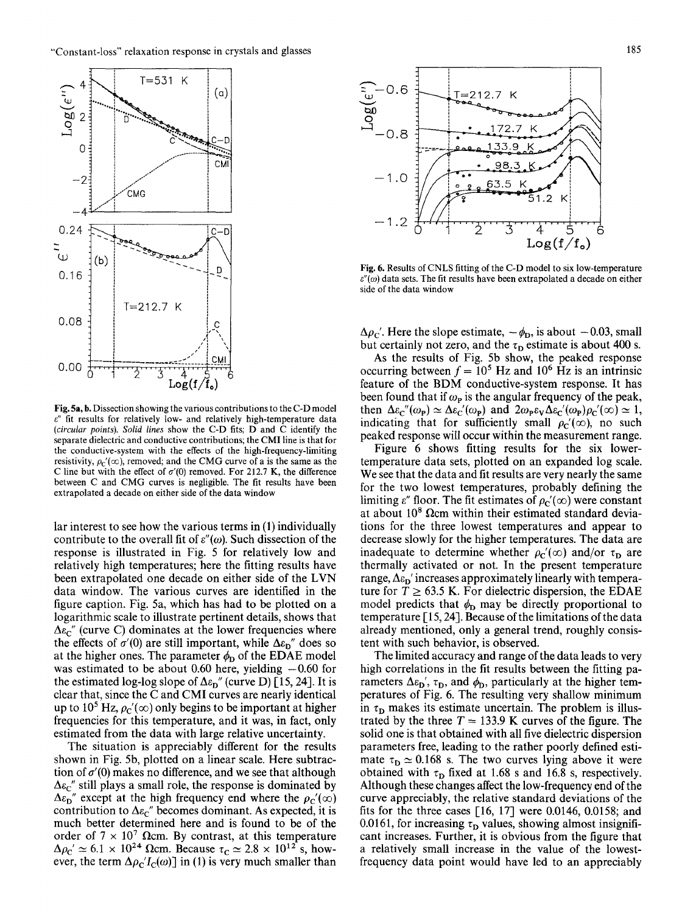Fig. 5a, b. Dissection showing the various contributions to the C-D model $\varepsilon''$ fit results for relatively low- and relatively high-temperature data (*circular points*). *Solid lines* show the C-D fits; D and C identify the separate dielectric and conductive contributions; the CMI line is that for the conductive-system with the effects of the high-frequency-limiting resistivity, $\rho_C'(\infty)$, removed; and the CMG curve of a is the same as the C line but with the effect of $\sigma'(0)$ removed. For 212.7 K, the difference between C and CMG curves is negligible. The fit results have been extrapolated a decade on either side of the data window

lar interest to see how the various terms in (1) individually contribute to the overall fit of $\varepsilon''(\omega)$. Such dissection of the response is illustrated in Fig. 5 for relatively low and relatively high temperatures; here the fitting results have been extrapolated one decade on either side of the LVN data window. The various curves are identified in the figure caption. Fig. 5a, which has had to be plotted on a logarithmic scale to illustrate pertinent details, shows that $\Delta\varepsilon_C''$ (curve C) dominates at the lower frequencies where the effects of $\sigma'(0)$ are still important, while $\Delta\varepsilon_D''$ does so at the higher ones. The parameter $\phi_D$ of the EDAE model was estimated to be about 0.60 here, yielding $-0.60$ for the estimated log-log slope of $\Delta\varepsilon_D''$ (curve D) [15, 24]. It is clear that, since the C and CMI curves are nearly identical up to $10^5$ Hz, $\rho_C'(\infty)$ only begins to be important at higher frequencies for this temperature, and it was, in fact, only estimated from the data with large relative uncertainty.

The situation is appreciably different for the results shown in Fig. 5b, plotted on a linear scale. Here subtraction of $\sigma'(0)$ makes no difference, and we see that although $\Delta\varepsilon_C''$ still plays a small role, the response is dominated by $\Delta\varepsilon_D''$ except at the high frequency end where the $\rho_C'(\infty)$ contribution to $\Delta\varepsilon_C''$ becomes dominant. As expected, it is much better determined here and is found to be of the order of $7 \times 10^7$ $\Omega$cm. By contrast, at this temperature $\Delta\rho_C' \simeq 6.1 \times 10^{24}$ $\Omega$cm. Because $\tau_C \simeq 2.8 \times 10^{12}$ s, however, the term $\Delta\rho_C' I_C(\omega)]$ in (1) is very much smaller than

Fig. 6. Results of CNLS fitting of the C-D model to six low-temperature $\varepsilon''(\omega)$ data sets. The fit results have been extrapolated a decade on either side of the data window

$\Delta\rho_C'$. Here the slope estimate, $-\phi_D$, is about $-0.03$, small but certainly not zero, and the $\tau_D$ estimate is about 400 s.

As the results of Fig. 5b show, the peaked response occurring between $f = 10^5$ Hz and $10^6$ Hz is an intrinsic feature of the BDM conductive-system response. It has been found that if $\omega_P$ is the angular frequency of the peak, then $\Delta\varepsilon_C''(\omega_P) \simeq \Delta\varepsilon_C'(\omega_P)$ and $2\omega_P\varepsilon_V\Delta\varepsilon_C'(\omega_P)\rho_C'(\infty) \simeq 1$, indicating that for sufficiently small $\rho_C'(\infty)$, no such peaked response will occur within the measurement range.

Figure 6 shows fitting results for the six lower-temperature data sets, plotted on an expanded log scale. We see that the data and fit results are very nearly the same for the two lowest temperatures, probably defining the limiting $\varepsilon''$ floor. The fit estimates of $\rho_C'(\infty)$ were constant at about $10^8$ $\Omega$cm within their estimated standard deviations for the three lowest temperatures and appear to decrease slowly for the higher temperatures. The data are inadequate to determine whether $\rho_C'(\infty)$ and/or $\tau_D$ are thermally activated or not. In the present temperature range, $\Delta\varepsilon_D'$ increases approximately linearly with temperature for $T \geq 63.5$ K. For dielectric dispersion, the EDAE model predicts that $\phi_D$ may be directly proportional to temperature [15, 24]. Because of the limitations of the data already mentioned, only a general trend, roughly consistent with such behavior, is observed.

The limited accuracy and range of the data leads to very high correlations in the fit results between the fitting parameters $\Delta\varepsilon_D'$, $\tau_D$, and $\phi_D$, particularly at the higher temperatures of Fig. 6. The resulting very shallow minimum in $\tau_D$ makes its estimate uncertain. The problem is illustrated by the three $T = 133.9$ K curves of the figure. The solid one is that obtained with all five dielectric dispersion parameters free, leading to the rather poorly defined estimate $\tau_D \simeq 0.168$ s. The two curves lying above it were obtained with $\tau_D$ fixed at 1.68 s and 16.8 s, respectively. Although these changes affect the low-frequency end of the curve appreciably, the relative standard deviations of the fits for the three cases [16, 17] were 0.0146, 0.0158; and 0.0161, for increasing $\tau_D$ values, showing almost insignificant increases. Further, it is obvious from the figure that a relatively small increase in the value of the lowest-frequency data point would have led to an appreciably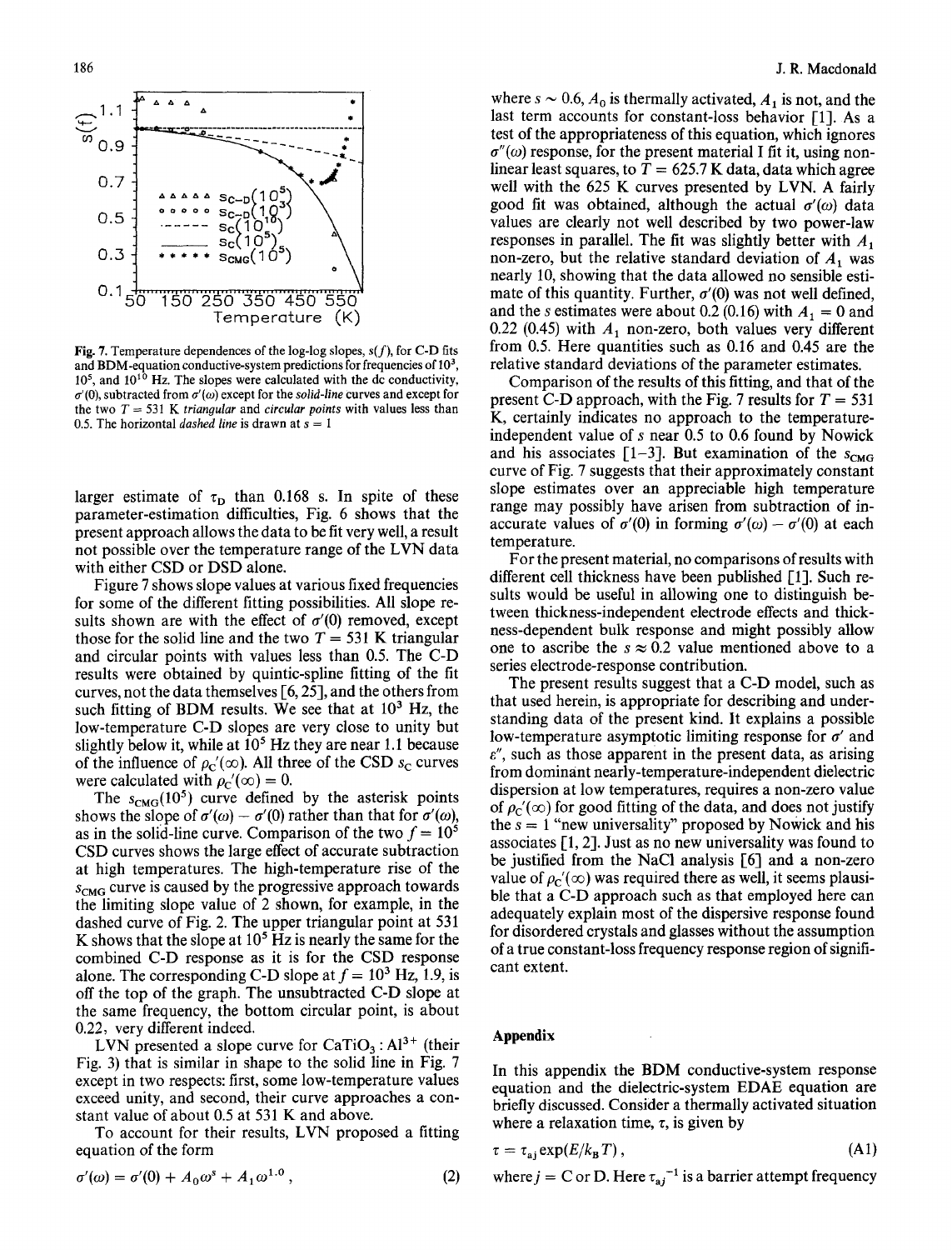**Fig. 7.** Temperature dependences of the log-log slopes, $s(f)$, for C-D fits and BDM-equation conductive-system predictions for frequencies of $10^3$, $10^5$, and $10^{10}$ Hz. The slopes were calculated with the dc conductivity, $\sigma'(0)$, subtracted from $\sigma'(\omega)$ except for the *solid-line* curves and except for the two $T = 531$ K *triangular* and *circular points* with values less than 0.5. The horizontal *dashed line* is drawn at $s = 1$

larger estimate of $\tau_D$ than 0.168 s. In spite of these parameter-estimation difficulties, Fig. 6 shows that the present approach allows the data to be fit very well, a result not possible over the temperature range of the LVN data with either CSD or DSD alone.

Figure 7 shows slope values at various fixed frequencies for some of the different fitting possibilities. All slope results shown are with the effect of $\sigma'(0)$ removed, except those for the solid line and the two $T = 531$ K triangular and circular points with values less than 0.5. The C-D results were obtained by quintic-spline fitting of the fit curves, not the data themselves [6, 25], and the others from such fitting of BDM results. We see that at $10^3$ Hz, the low-temperature C-D slopes are very close to unity but slightly below it, while at $10^5$ Hz they are near 1.1 because of the influence of $\rho_C'(\infty)$. All three of the CSD $s_C$ curves were calculated with $\rho_C'(\infty) = 0$.

The $s_{CMG}(10^5)$ curve defined by the asterisk points shows the slope of $\sigma'(\omega) - \sigma'(0)$ rather than that for $\sigma'(\omega)$, as in the solid-line curve. Comparison of the two $f = 10^5$ CSD curves shows the large effect of accurate subtraction at high temperatures. The high-temperature rise of the $s_{CMG}$ curve is caused by the progressive approach towards the limiting slope value of 2 shown, for example, in the dashed curve of Fig. 2. The upper triangular point at 531 K shows that the slope at $10^5$ Hz is nearly the same for the combined C-D response as it is for the CSD response alone. The corresponding C-D slope at $f = 10^3$ Hz, 1.9, is off the top of the graph. The unsubtracted C-D slope at the same frequency, the bottom circular point, is about 0.22, very different indeed.

LVN presented a slope curve for $CaTiO_3 : Al^{3+}$ (their Fig. 3) that is similar in shape to the solid line in Fig. 7 except in two respects: first, some low-temperature values exceed unity, and second, their curve approaches a constant value of about 0.5 at 531 K and above.

To account for their results, LVN proposed a fitting equation of the form

$$\sigma'(\omega) = \sigma'(0) + A_0\omega^s + A_1\omega^{1.0}, \tag{2}$$

where $s \sim 0.6$, $A_0$ is thermally activated, $A_1$ is not, and the last term accounts for constant-loss behavior [1]. As a test of the appropriateness of this equation, which ignores $\sigma''(\omega)$ response, for the present material I fit it, using nonlinear least squares, to $T = 625.7$ K data, data which agree well with the 625 K curves presented by LVN. A fairly good fit was obtained, although the actual $\sigma'(\omega)$ data values are clearly not well described by two power-law responses in parallel. The fit was slightly better with $A_1$ non-zero, but the relative standard deviation of $A_1$ was nearly 10, showing that the data allowed no sensible estimate of this quantity. Further, $\sigma'(0)$ was not well defined, and the $s$ estimates were about 0.2 (0.16) with $A_1 = 0$ and 0.22 (0.45) with $A_1$ non-zero, both values very different from 0.5. Here quantities such as 0.16 and 0.45 are the relative standard deviations of the parameter estimates.

Comparison of the results of this fitting, and that of the present C-D approach, with the Fig. 7 results for $T = 531$ K, certainly indicates no approach to the temperature-independent value of $s$ near 0.5 to 0.6 found by Nowick and his associates [1–3]. But examination of the $s_{CMG}$ curve of Fig. 7 suggests that their approximately constant slope estimates over an appreciable high temperature range may possibly have arisen from subtraction of inaccurate values of $\sigma'(0)$ in forming $\sigma'(\omega) - \sigma'(0)$ at each temperature.

For the present material, no comparisons of results with different cell thickness have been published [1]. Such results would be useful in allowing one to distinguish between thickness-independent electrode effects and thickness-dependent bulk response and might possibly allow one to ascribe the $s \approx 0.2$ value mentioned above to a series electrode-response contribution.

The present results suggest that a C-D model, such as that used herein, is appropriate for describing and understanding data of the present kind. It explains a possible low-temperature asymptotic limiting response for $\sigma'$ and $\varepsilon''$, such as those apparent in the present data, as arising from dominant nearly-temperature-independent dielectric dispersion at low temperatures, requires a non-zero value of $\rho_C'(\infty)$ for good fitting of the data, and does not justify the $s = 1$ "new universality" proposed by Nowick and his associates [1, 2]. Just as no new universality was found to be justified from the NaCl analysis [6] and a non-zero value of $\rho_C'(\infty)$ was required there as well, it seems plausible that a C-D approach such as that employed here can adequately explain most of the dispersive response found for disordered crystals and glasses without the assumption of a true constant-loss frequency response region of significant extent.

## Appendix

In this appendix the BDM conductive-system response equation and the dielectric-system EDAE equation are briefly discussed. Consider a thermally activated situation where a relaxation time, $\tau$, is given by

$$\tau = \tau_{aj}\exp(E/k_B T), \tag{A1}$$

where $j = C$ or D. Here $\tau_{aj}^{-1}$ is a barrier attempt frequency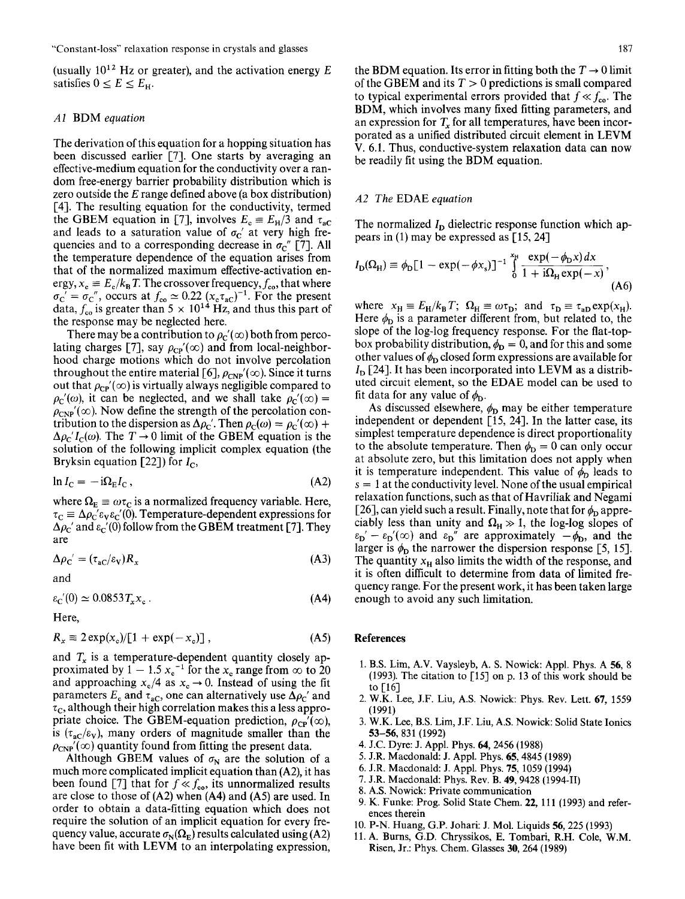(usually $10^{12}$ Hz or greater), and the activation energy $E$ satisfies $0 \leq E \leq E_H$.

### *A1* BDM *equation*

The derivation of this equation for a hopping situation has been discussed earlier [7]. One starts by averaging an effective-medium equation for the conductivity over a random free-energy barrier probability distribution which is zero outside the $E$ range defined above (a box distribution) [4]. The resulting equation for the conductivity, termed the GBEM equation in [7], involves $E_c \equiv E_H/3$ and $\tau_{aC}$ and leads to a saturation value of $\sigma_C'$ at very high frequencies and to a corresponding decrease in $\sigma_C''$ [7]. All the temperature dependence of the equation arises from that of the normalized maximum effective-activation energy, $x_c \equiv E_c/k_B T$. The crossover frequency, $f_{co}$, that where $\sigma_C' = \sigma_C''$, occurs at $f_{co} \simeq 0.22\,(x_c \tau_{aC})^{-1}$. For the present data, $f_{co}$ is greater than $5 \times 10^{14}$ Hz, and thus this part of the response may be neglected here.

There may be a contribution to $\rho_C'(\infty)$ both from percolating charges [7], say $\rho_{CP}'(\infty)$ and from local-neighborhood charge motions which do not involve percolation throughout the entire material [6], $\rho_{CNP}'(\infty)$. Since it turns out that $\rho_{CP}'(\infty)$ is virtually always negligible compared to $\rho_C'(\omega)$, it can be neglected, and we shall take $\rho_C'(\infty) = \rho_{CNP}'(\infty)$. Now define the strength of the percolation contribution to the dispersion as $\Delta\rho_C'$. Then $\rho_C(\omega) = \rho_C'(\infty) + \Delta\rho_C' I_C(\omega)$. The $T \to 0$ limit of the GBEM equation is the solution of the following implicit complex equation (the Bryksin equation [22]) for $I_C$,

$$\ln I_C = -\mathrm{i}\Omega_E I_C\,, \tag{A2}$$

where $\Omega_E \equiv \omega\tau_C$ is a normalized frequency variable. Here, $\tau_C \equiv \Delta\rho_C' \varepsilon_V \varepsilon_C'(0)$. Temperature-dependent expressions for $\Delta\rho_C'$ and $\varepsilon_C'(0)$ follow from the GBEM treatment [7]. They are

$$\Delta\rho_C' = (\tau_{aC}/\varepsilon_V) R_x \tag{A3}$$

and

$$\varepsilon_C'(0) \simeq 0.0853 T_x x_c\,. \tag{A4}$$

Here,

$$R_x \equiv 2\exp(x_c)/[1 + \exp(-x_c)]\,, \tag{A5}$$

and $T_x$ is a temperature-dependent quantity closely approximated by $1 - 1.5\,x_c^{-1}$ for the $x_c$ range from $\infty$ to 20 and approaching $x_c/4$ as $x_c \to 0$. Instead of using the fit parameters $E_c$ and $\tau_{aC}$, one can alternatively use $\Delta\rho_C'$ and $\tau_C$, although their high correlation makes this a less appropriate choice. The GBEM-equation prediction, $\rho_{CP}'(\infty)$, is $(\tau_{aC}/\varepsilon_V)$, many orders of magnitude smaller than the $\rho_{CNP}'(\infty)$ quantity found from fitting the present data.

Although GBEM values of $\sigma_N$ are the solution of a much more complicated implicit equation than (A2), it has been found [7] that for $f \ll f_{co}$, its unnormalized results are close to those of (A2) when (A4) and (A5) are used. In order to obtain a data-fitting equation which does not require the solution of an implicit equation for every frequency value, accurate $\sigma_N(\Omega_E)$ results calculated using (A2) have been fit with LEVM to an interpolating expression, the BDM equation. Its error in fitting both the $T \to 0$ limit of the GBEM and its $T > 0$ predictions is small compared to typical experimental errors provided that $f \ll f_{co}$. The BDM, which involves many fixed fitting parameters, and an expression for $T_x$ for all temperatures, have been incorporated as a unified distributed circuit element in LEVM V. 6.1. Thus, conductive-system relaxation data can now be readily fit using the BDM equation.

### *A2 The* EDAE *equation*

The normalized $I_D$ dielectric response function which appears in (1) may be expressed as [15, 24]

$$I_D(\Omega_H) \equiv \phi_D[1 - \exp(-\phi x_s)]^{-1} \int_0^{x_H} \frac{\exp(-\phi_D x)\,dx}{1 + \mathrm{i}\Omega_H \exp(-x)}\,, \tag{A6}$$

where $x_H \equiv E_H/k_B T$; $\Omega_H \equiv \omega\tau_D$; and $\tau_D \equiv \tau_{aD}\exp(x_H)$. Here $\phi_D$ is a parameter different from, but related to, the slope of the log-log frequency response. For the flat-top-box probability distribution, $\phi_D = 0$, and for this and some other values of $\phi_D$ closed form expressions are available for $I_D$ [24]. It has been incorporated into LEVM as a distributed circuit element, so the EDAE model can be used to fit data for any value of $\phi_D$.

As discussed elsewhere, $\phi_D$ may be either temperature independent or dependent [15, 24]. In the latter case, its simplest temperature dependence is direct proportionality to the absolute temperature. Then $\phi_D = 0$ can only occur at absolute zero, but this limitation does not apply when it is temperature independent. This value of $\phi_D$ leads to $s = 1$ at the conductivity level. None of the usual empirical relaxation functions, such as that of Havriliak and Negami [26], can yield such a result. Finally, note that for $\phi_D$ appreciably less than unity and $\Omega_H \gg 1$, the log-log slopes of $\varepsilon_D' - \varepsilon_D'(\infty)$ and $\varepsilon_D''$ are approximately $-\phi_D$, and the larger is $\phi_D$ the narrower the dispersion response [5, 15]. The quantity $x_H$ also limits the width of the response, and it is often difficult to determine from data of limited frequency range. For the present work, it has been taken large enough to avoid any such limitation.

## References

1. B.S. Lim, A.V. Vaysleyb, A. S. Nowick: Appl. Phys. A **56**, 8 (1993). The citation to [15] on p. 13 of this work should be to [16]
2. W.K. Lee, J.F. Liu, A.S. Nowick: Phys. Rev. Lett. **67**, 1559 (1991)
3. W.K. Lee, B.S. Lim, J.F. Liu, A.S. Nowick: Solid State Ionics **53–56**, 831 (1992)
4. J.C. Dyre: J. Appl. Phys. **64**, 2456 (1988)
5. J.R. Macdonald: J. Appl. Phys. **65**, 4845 (1989)
6. J.R. Macdonald: J. Appl. Phys. **75**, 1059 (1994)
7. J.R. Macdonald: Phys. Rev. B. **49**, 9428 (1994-II)
8. A.S. Nowick: Private communication
9. K. Funke: Prog. Solid State Chem. **22**, 111 (1993) and references therein
10. P-N. Huang, G.P. Johari: J. Mol. Liquids **56**, 225 (1993)
11. A. Burns, G.D. Chryssikos, E. Tombari, R.H. Cole, W.M. Risen, Jr.: Phys. Chem. Glasses **30**, 264 (1989)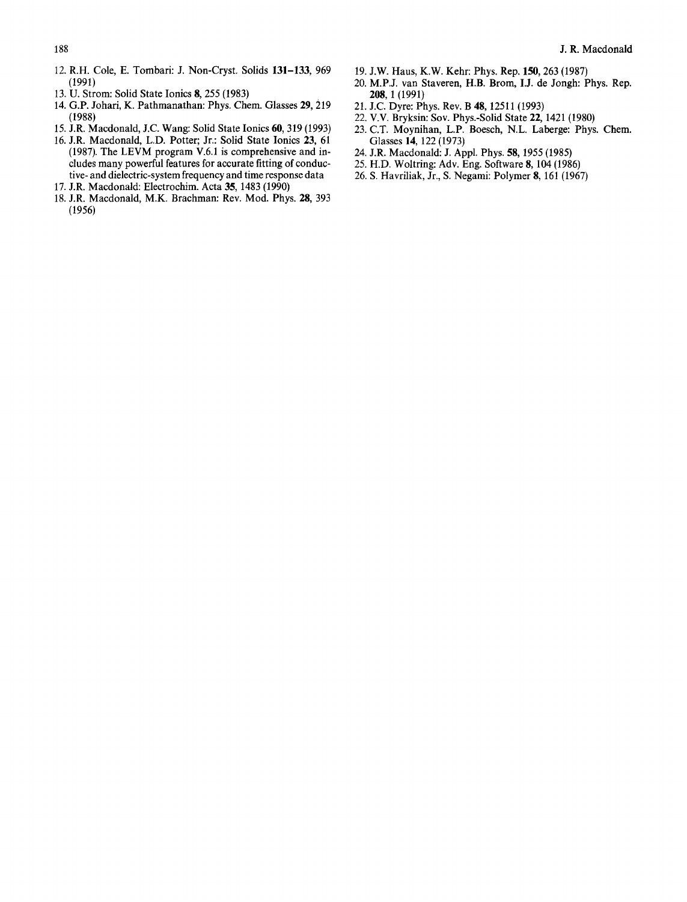12. R.H. Cole, E. Tombari: J. Non-Cryst. Solids **131–133**, 969 (1991)
13. U. Strom: Solid State Ionics **8**, 255 (1983)
14. G.P. Johari, K. Pathmanathan: Phys. Chem. Glasses **29**, 219 (1988)
15. J.R. Macdonald, J.C. Wang: Solid State Ionics **60**, 319 (1993)
16. J.R. Macdonald, L.D. Potter; Jr.: Solid State Ionics **23**, 61 (1987). The LEVM program V.6.1 is comprehensive and includes many powerful features for accurate fitting of conductive- and dielectric-system frequency and time response data
17. J.R. Macdonald: Electrochim. Acta **35**, 1483 (1990)
18. J.R. Macdonald, M.K. Brachman: Rev. Mod. Phys. **28**, 393 (1956)
19. J.W. Haus, K.W. Kehr: Phys. Rep. **150**, 263 (1987)
20. M.P.J. van Staveren, H.B. Brom, I.J. de Jongh: Phys. Rep. **208**, 1 (1991)
21. J.C. Dyre: Phys. Rev. B **48**, 12511 (1993)
22. V.V. Bryksin: Sov. Phys.-Solid State **22**, 1421 (1980)
23. C.T. Moynihan, L.P. Boesch, N.L. Laberge: Phys. Chem. Glasses **14**, 122 (1973)
24. J.R. Macdonald: J. Appl. Phys. **58**, 1955 (1985)
25. H.D. Woltring: Adv. Eng. Software **8**, 104 (1986)
26. S. Havriliak, Jr., S. Negami: Polymer **8**, 161 (1967)